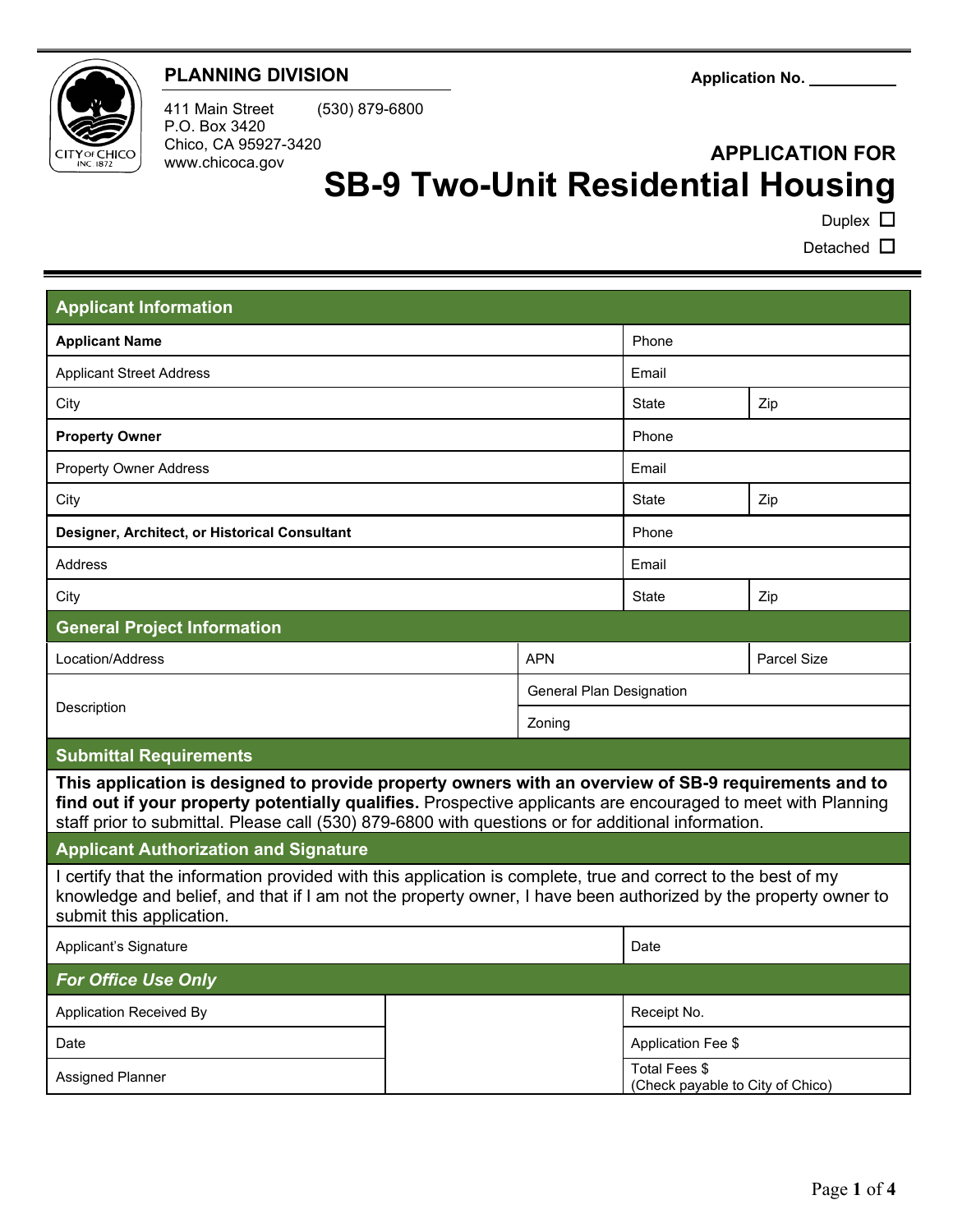**PLANNING DIVISION**

411 Main Street (530) 879-6800
P.O. Box 3420
Chico, CA 95927-3420
www.chicoca.gov

Application No. __________

## APPLICATION FOR
# SB-9 Two-Unit Residential Housing

Duplex ☐

Detached ☐

| Applicant Information | | |
|---|---|---|
| **Applicant Name** | Phone | |
| Applicant Street Address | Email | |
| City | State | Zip |
| **Property Owner** | Phone | |
| Property Owner Address | Email | |
| City | State | Zip |
| **Designer, Architect, or Historical Consultant** | Phone | |
| Address | Email | |
| City | State | Zip |

| General Project Information | | |
|---|---|---|
| Location/Address | APN | Parcel Size |
| Description | General Plan Designation | |
| | Zoning | |

## Submittal Requirements

**This application is designed to provide property owners with an overview of SB-9 requirements and to find out if your property potentially qualifies.** Prospective applicants are encouraged to meet with Planning staff prior to submittal. Please call (530) 879-6800 with questions or for additional information.

## Applicant Authorization and Signature

I certify that the information provided with this application is complete, true and correct to the best of my knowledge and belief, and that if I am not the property owner, I have been authorized by the property owner to submit this application.

| Applicant's Signature | Date |
|---|---|

## *For Office Use Only*

| Application Received By | | Receipt No. |
|---|---|---|
| Date | | Application Fee $ |
| Assigned Planner | | Total Fees $ (Check payable to City of Chico) |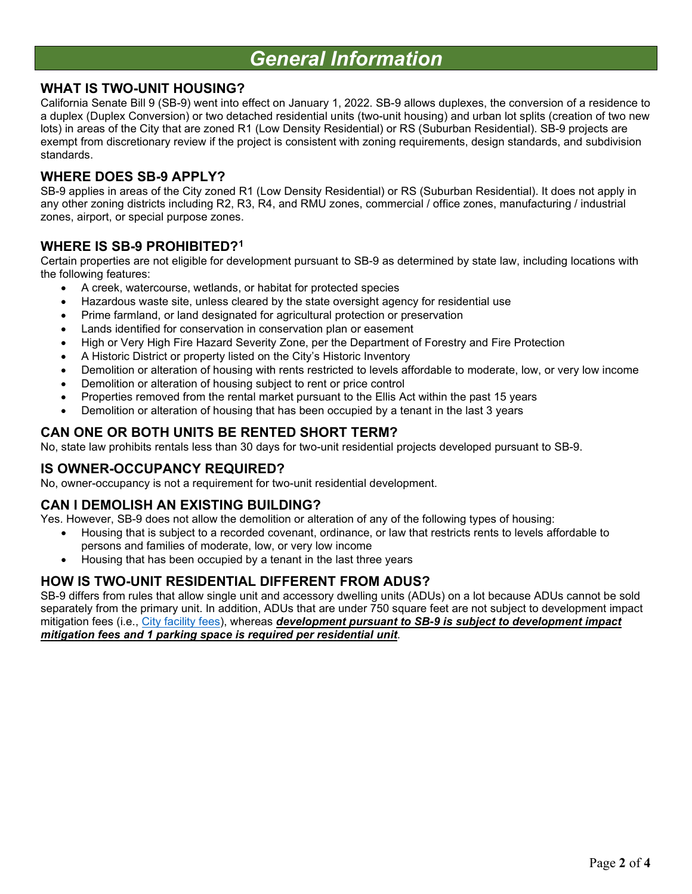# General Information

## WHAT IS TWO-UNIT HOUSING?

California Senate Bill 9 (SB-9) went into effect on January 1, 2022. SB-9 allows duplexes, the conversion of a residence to a duplex (Duplex Conversion) or two detached residential units (two-unit housing) and urban lot splits (creation of two new lots) in areas of the City that are zoned R1 (Low Density Residential) or RS (Suburban Residential). SB-9 projects are exempt from discretionary review if the project is consistent with zoning requirements, design standards, and subdivision standards.

## WHERE DOES SB-9 APPLY?

SB-9 applies in areas of the City zoned R1 (Low Density Residential) or RS (Suburban Residential). It does not apply in any other zoning districts including R2, R3, R4, and RMU zones, commercial / office zones, manufacturing / industrial zones, airport, or special purpose zones.

## WHERE IS SB-9 PROHIBITED?[1]

Certain properties are not eligible for development pursuant to SB-9 as determined by state law, including locations with the following features:

- A creek, watercourse, wetlands, or habitat for protected species
- Hazardous waste site, unless cleared by the state oversight agency for residential use
- Prime farmland, or land designated for agricultural protection or preservation
- Lands identified for conservation in conservation plan or easement
- High or Very High Fire Hazard Severity Zone, per the Department of Forestry and Fire Protection
- A Historic District or property listed on the City's Historic Inventory
- Demolition or alteration of housing with rents restricted to levels affordable to moderate, low, or very low income
- Demolition or alteration of housing subject to rent or price control
- Properties removed from the rental market pursuant to the Ellis Act within the past 15 years
- Demolition or alteration of housing that has been occupied by a tenant in the last 3 years

## CAN ONE OR BOTH UNITS BE RENTED SHORT TERM?

No, state law prohibits rentals less than 30 days for two-unit residential projects developed pursuant to SB-9.

## IS OWNER-OCCUPANCY REQUIRED?

No, owner-occupancy is not a requirement for two-unit residential development.

## CAN I DEMOLISH AN EXISTING BUILDING?

Yes. However, SB-9 does not allow the demolition or alteration of any of the following types of housing:

- Housing that is subject to a recorded covenant, ordinance, or law that restricts rents to levels affordable to persons and families of moderate, low, or very low income
- Housing that has been occupied by a tenant in the last three years

## HOW IS TWO-UNIT RESIDENTIAL DIFFERENT FROM ADUS?

SB-9 differs from rules that allow single unit and accessory dwelling units (ADUs) on a lot because ADUs cannot be sold separately from the primary unit. In addition, ADUs that are under 750 square feet are not subject to development impact mitigation fees (i.e., [City facility fees]), whereas ***development pursuant to SB-9 is subject to development impact mitigation fees and 1 parking space is required per residential unit***.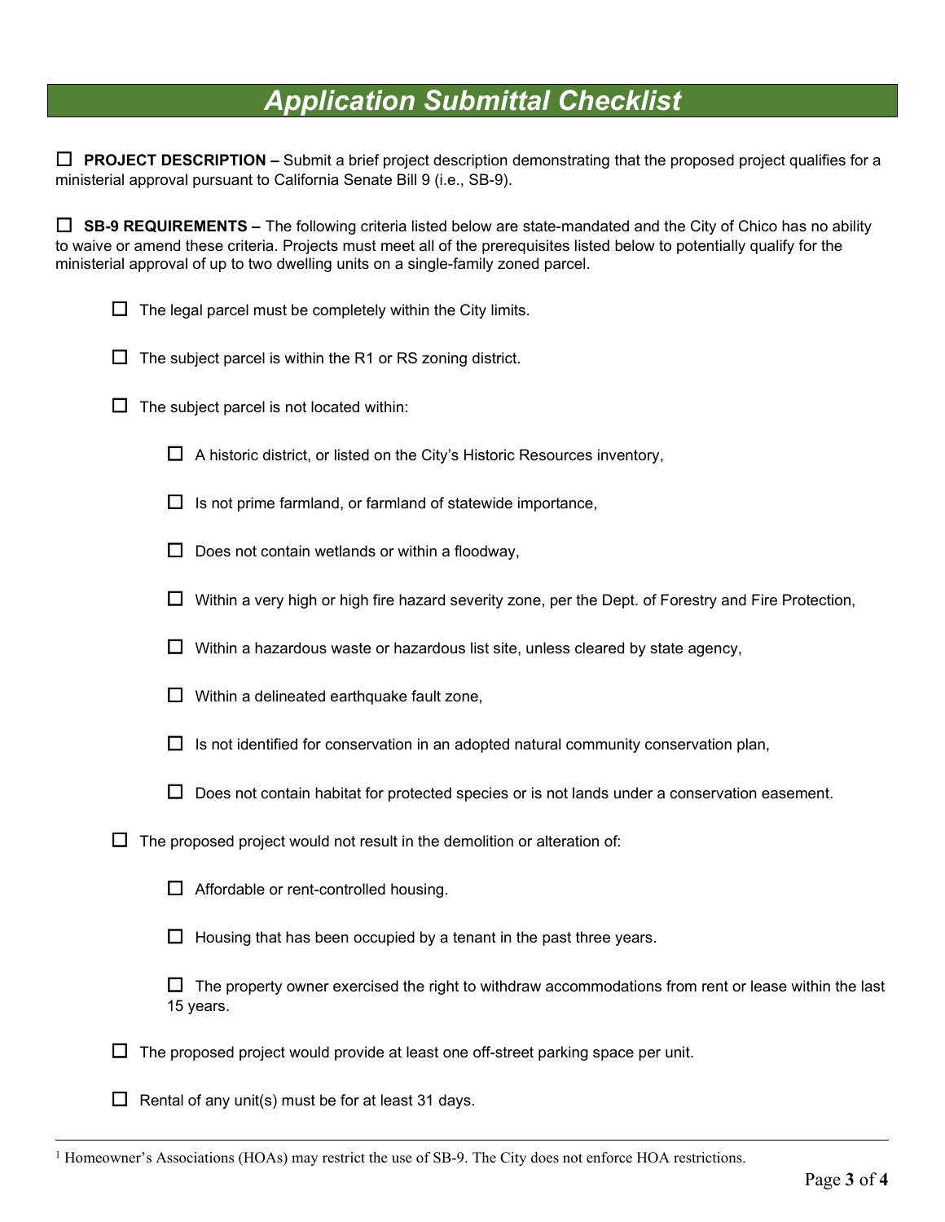# *Application Submittal Checklist*

☐ **PROJECT DESCRIPTION –** Submit a brief project description demonstrating that the proposed project qualifies for a ministerial approval pursuant to California Senate Bill 9 (i.e., SB-9).

☐ **SB-9 REQUIREMENTS –** The following criteria listed below are state-mandated and the City of Chico has no ability to waive or amend these criteria. Projects must meet all of the prerequisites listed below to potentially qualify for the ministerial approval of up to two dwelling units on a single-family zoned parcel.

- ☐ The legal parcel must be completely within the City limits.
- ☐ The subject parcel is within the R1 or RS zoning district.
- ☐ The subject parcel is not located within:
  - ☐ A historic district, or listed on the City's Historic Resources inventory,
  - ☐ Is not prime farmland, or farmland of statewide importance,
  - ☐ Does not contain wetlands or within a floodway,
  - ☐ Within a very high or high fire hazard severity zone, per the Dept. of Forestry and Fire Protection,
  - ☐ Within a hazardous waste or hazardous list site, unless cleared by state agency,
  - ☐ Within a delineated earthquake fault zone,
  - ☐ Is not identified for conservation in an adopted natural community conservation plan,
  - ☐ Does not contain habitat for protected species or is not lands under a conservation easement.
- ☐ The proposed project would not result in the demolition or alteration of:
  - ☐ Affordable or rent-controlled housing.
  - ☐ Housing that has been occupied by a tenant in the past three years.
  - ☐ The property owner exercised the right to withdraw accommodations from rent or lease within the last 15 years.
- ☐ The proposed project would provide at least one off-street parking space per unit.
- ☐ Rental of any unit(s) must be for at least 31 days.

[1] Homeowner's Associations (HOAs) may restrict the use of SB-9. The City does not enforce HOA restrictions.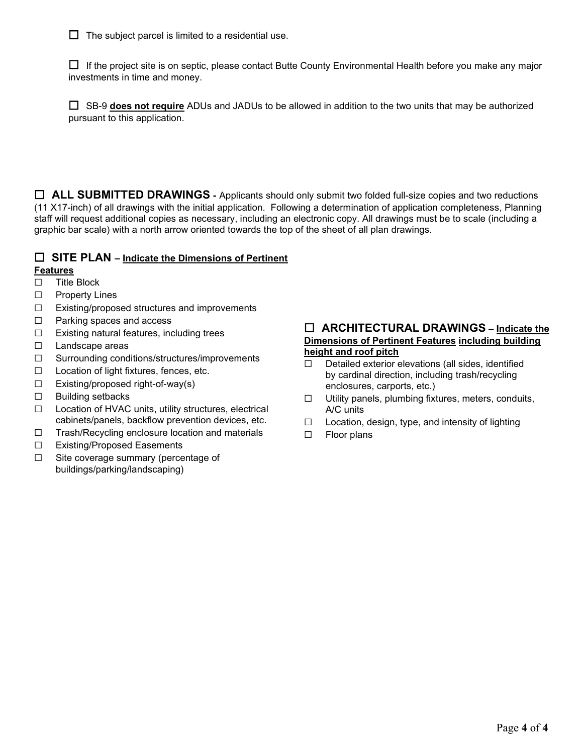☐ The subject parcel is limited to a residential use.

☐ If the project site is on septic, please contact Butte County Environmental Health before you make any major investments in time and money.

☐ SB-9 **does not require** ADUs and JADUs to be allowed in addition to the two units that may be authorized pursuant to this application.

☐ **ALL SUBMITTED DRAWINGS -** Applicants should only submit two folded full-size copies and two reductions (11 X17-inch) of all drawings with the initial application. Following a determination of application completeness, Planning staff will request additional copies as necessary, including an electronic copy. All drawings must be to scale (including a graphic bar scale) with a north arrow oriented towards the top of the sheet of all plan drawings.

### ☐ SITE PLAN – Indicate the Dimensions of Pertinent Features

- ☐ Title Block
- ☐ Property Lines
- ☐ Existing/proposed structures and improvements
- ☐ Parking spaces and access
- ☐ Existing natural features, including trees
- ☐ Landscape areas
- ☐ Surrounding conditions/structures/improvements
- ☐ Location of light fixtures, fences, etc.
- ☐ Existing/proposed right-of-way(s)
- ☐ Building setbacks
- ☐ Location of HVAC units, utility structures, electrical cabinets/panels, backflow prevention devices, etc.
- ☐ Trash/Recycling enclosure location and materials
- ☐ Existing/Proposed Easements
- ☐ Site coverage summary (percentage of buildings/parking/landscaping)

### ☐ ARCHITECTURAL DRAWINGS – Indicate the Dimensions of Pertinent Features including building height and roof pitch

- ☐ Detailed exterior elevations (all sides, identified by cardinal direction, including trash/recycling enclosures, carports, etc.)
- ☐ Utility panels, plumbing fixtures, meters, conduits, A/C units
- ☐ Location, design, type, and intensity of lighting
- ☐ Floor plans